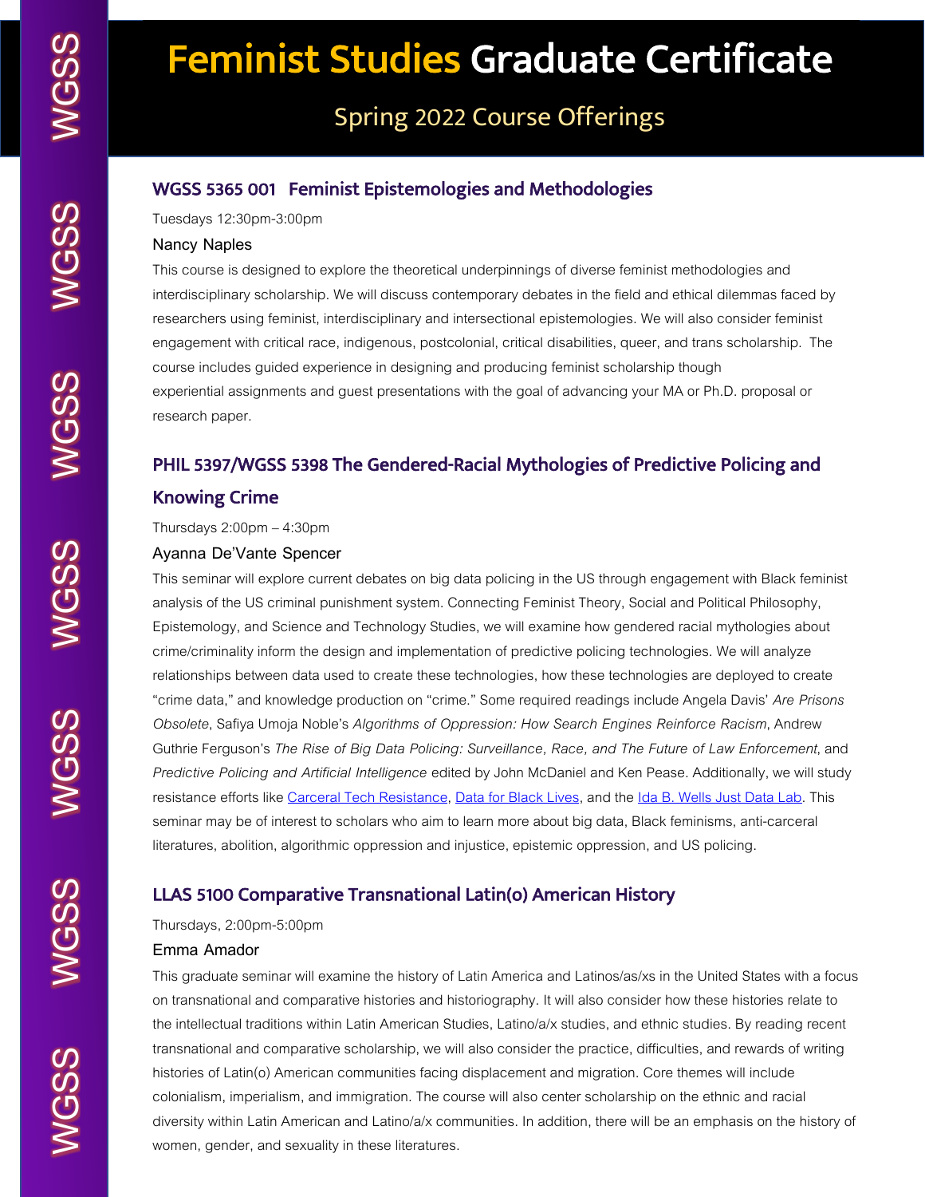# Feminist Studies Graduate Certificate

## Spring 2022 Course Offerings

### WGSS 5365 001 Feminist Epistemologies and Methodologies

Tuesdays 12:30pm-3:00pm

Nancy Naples

This course is designed to explore the theoretical underpinnings of diverse feminist methodologies and interdisciplinary scholarship. We will discuss contemporary debates in the field and ethical dilemmas faced by researchers using feminist, interdisciplinary and intersectional epistemologies. We will also consider feminist engagement with critical race, indigenous, postcolonial, critical disabilities, queer, and trans scholarship. The course includes guided experience in designing and producing feminist scholarship though experiential assignments and guest presentations with the goal of advancing your MA or Ph.D. proposal or research paper.

### PHIL 5397/WGSS 5398 The Gendered-Racial Mythologies of Predictive Policing and Knowing Crime

Thursdays 2:00pm – 4:30pm

Ayanna De'Vante Spencer

This seminar will explore current debates on big data policing in the US through engagement with Black feminist analysis of the US criminal punishment system. Connecting Feminist Theory, Social and Political Philosophy, Epistemology, and Science and Technology Studies, we will examine how gendered racial mythologies about crime/criminality inform the design and implementation of predictive policing technologies. We will analyze relationships between data used to create these technologies, how these technologies are deployed to create "crime data," and knowledge production on "crime." Some required readings include Angela Davis' *Are Prisons Obsolete*, Safiya Umoja Noble's *Algorithms of Oppression: How Search Engines Reinforce Racism*, Andrew Guthrie Ferguson's *The Rise of Big Data Policing: Surveillance, Race, and The Future of Law Enforcement*, and *Predictive Policing and Artificial Intelligence* edited by John McDaniel and Ken Pease. Additionally, we will study resistance efforts like Carceral Tech Resistance, Data for Black Lives, and the Ida B. Wells Just Data Lab. This seminar may be of interest to scholars who aim to learn more about big data, Black feminisms, anti-carceral literatures, abolition, algorithmic oppression and injustice, epistemic oppression, and US policing.

### LLAS 5100 Comparative Transnational Latin(o) American History

Thursdays, 2:00pm-5:00pm

Emma Amador

This graduate seminar will examine the history of Latin America and Latinos/as/xs in the United States with a focus on transnational and comparative histories and historiography. It will also consider how these histories relate to the intellectual traditions within Latin American Studies, Latino/a/x studies, and ethnic studies. By reading recent transnational and comparative scholarship, we will also consider the practice, difficulties, and rewards of writing histories of Latin(o) American communities facing displacement and migration. Core themes will include colonialism, imperialism, and immigration. The course will also center scholarship on the ethnic and racial diversity within Latin American and Latino/a/x communities. In addition, there will be an emphasis on the history of women, gender, and sexuality in these literatures.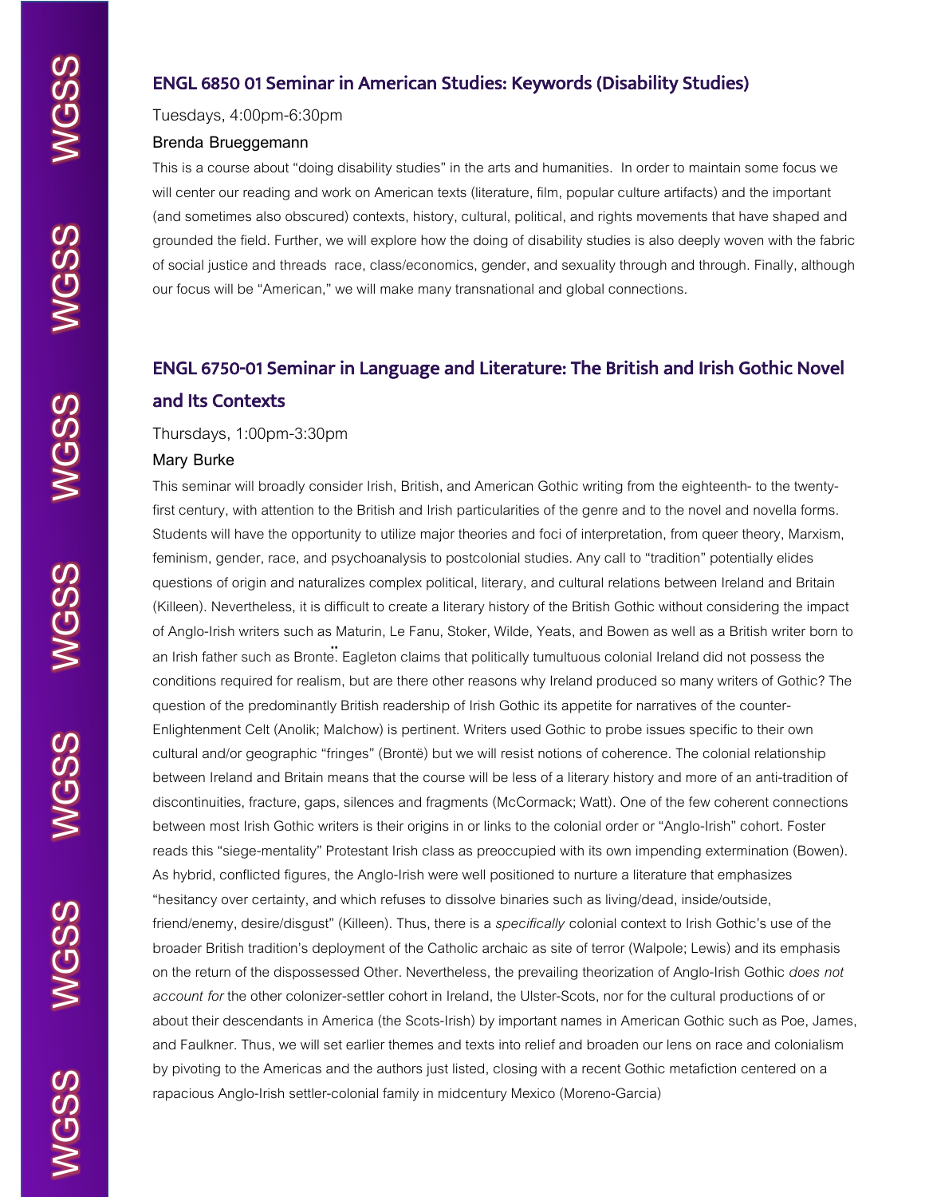## ENGL 6850 01 Seminar in American Studies: Keywords (Disability Studies)

Tuesdays, 4:00pm-6:30pm

Brenda Brueggemann

This is a course about "doing disability studies" in the arts and humanities. In order to maintain some focus we will center our reading and work on American texts (literature, film, popular culture artifacts) and the important (and sometimes also obscured) contexts, history, cultural, political, and rights movements that have shaped and grounded the field. Further, we will explore how the doing of disability studies is also deeply woven with the fabric of social justice and threads race, class/economics, gender, and sexuality through and through. Finally, although our focus will be "American," we will make many transnational and global connections.

## ENGL 6750-01 Seminar in Language and Literature: The British and Irish Gothic Novel and Its Contexts

Thursdays, 1:00pm-3:30pm

Mary Burke

This seminar will broadly consider Irish, British, and American Gothic writing from the eighteenth- to the twenty-first century, with attention to the British and Irish particularities of the genre and to the novel and novella forms. Students will have the opportunity to utilize major theories and foci of interpretation, from queer theory, Marxism, feminism, gender, race, and psychoanalysis to postcolonial studies. Any call to "tradition" potentially elides questions of origin and naturalizes complex political, literary, and cultural relations between Ireland and Britain (Killeen). Nevertheless, it is difficult to create a literary history of the British Gothic without considering the impact of Anglo-Irish writers such as Maturin, Le Fanu, Stoker, Wilde, Yeats, and Bowen as well as a British writer born to an Irish father such as Brontë. Eagleton claims that politically tumultuous colonial Ireland did not possess the conditions required for realism, but are there other reasons why Ireland produced so many writers of Gothic? The question of the predominantly British readership of Irish Gothic its appetite for narratives of the counter-Enlightenment Celt (Anolik; Malchow) is pertinent. Writers used Gothic to probe issues specific to their own cultural and/or geographic "fringes" (Brontë) but we will resist notions of coherence. The colonial relationship between Ireland and Britain means that the course will be less of a literary history and more of an anti-tradition of discontinuities, fracture, gaps, silences and fragments (McCormack; Watt). One of the few coherent connections between most Irish Gothic writers is their origins in or links to the colonial order or "Anglo-Irish" cohort. Foster reads this "siege-mentality" Protestant Irish class as preoccupied with its own impending extermination (Bowen). As hybrid, conflicted figures, the Anglo-Irish were well positioned to nurture a literature that emphasizes "hesitancy over certainty, and which refuses to dissolve binaries such as living/dead, inside/outside, friend/enemy, desire/disgust" (Killeen). Thus, there is a *specifically* colonial context to Irish Gothic's use of the broader British tradition's deployment of the Catholic archaic as site of terror (Walpole; Lewis) and its emphasis on the return of the dispossessed Other. Nevertheless, the prevailing theorization of Anglo-Irish Gothic *does not account for* the other colonizer-settler cohort in Ireland, the Ulster-Scots, nor for the cultural productions of or about their descendants in America (the Scots-Irish) by important names in American Gothic such as Poe, James, and Faulkner. Thus, we will set earlier themes and texts into relief and broaden our lens on race and colonialism by pivoting to the Americas and the authors just listed, closing with a recent Gothic metafiction centered on a rapacious Anglo-Irish settler-colonial family in midcentury Mexico (Moreno-Garcia)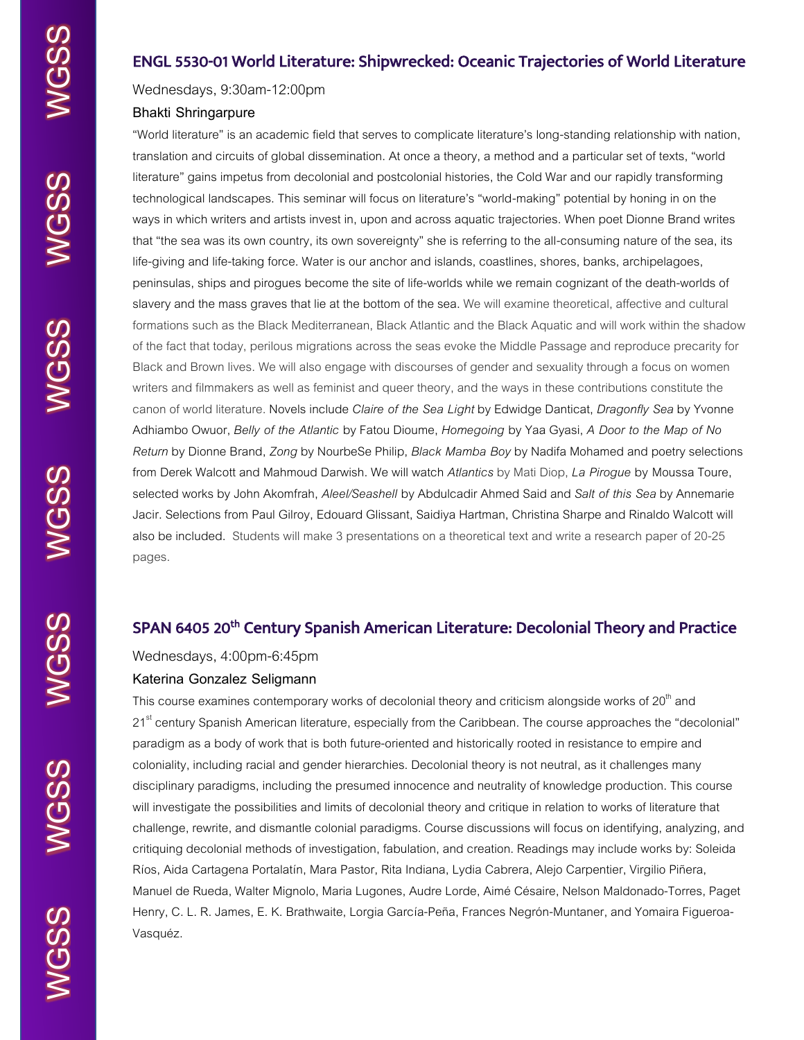## ENGL 5530-01 World Literature: Shipwrecked: Oceanic Trajectories of World Literature

Wednesdays, 9:30am-12:00pm

Bhakti Shringarpure

"World literature" is an academic field that serves to complicate literature's long-standing relationship with nation, translation and circuits of global dissemination. At once a theory, a method and a particular set of texts, "world literature" gains impetus from decolonial and postcolonial histories, the Cold War and our rapidly transforming technological landscapes. This seminar will focus on literature's "world-making" potential by honing in on the ways in which writers and artists invest in, upon and across aquatic trajectories. When poet Dionne Brand writes that "the sea was its own country, its own sovereignty" she is referring to the all-consuming nature of the sea, its life-giving and life-taking force. Water is our anchor and islands, coastlines, shores, banks, archipelagoes, peninsulas, ships and pirogues become the site of life-worlds while we remain cognizant of the death-worlds of slavery and the mass graves that lie at the bottom of the sea. We will examine theoretical, affective and cultural formations such as the Black Mediterranean, Black Atlantic and the Black Aquatic and will work within the shadow of the fact that today, perilous migrations across the seas evoke the Middle Passage and reproduce precarity for Black and Brown lives. We will also engage with discourses of gender and sexuality through a focus on women writers and filmmakers as well as feminist and queer theory, and the ways in these contributions constitute the canon of world literature. Novels include *Claire of the Sea Light* by Edwidge Danticat, *Dragonfly Sea* by Yvonne Adhiambo Owuor, *Belly of the Atlantic* by Fatou Dioume, *Homegoing* by Yaa Gyasi, *A Door to the Map of No Return* by Dionne Brand, *Zong* by NourbeSe Philip, *Black Mamba Boy* by Nadifa Mohamed and poetry selections from Derek Walcott and Mahmoud Darwish. We will watch *Atlantics* by Mati Diop, *La Pirogue* by Moussa Toure, selected works by John Akomfrah, *Aleel/Seashell* by Abdulcadir Ahmed Said and *Salt of this Sea* by Annemarie Jacir. Selections from Paul Gilroy, Edouard Glissant, Saidiya Hartman, Christina Sharpe and Rinaldo Walcott will also be included. Students will make 3 presentations on a theoretical text and write a research paper of 20-25 pages.

## SPAN 6405 20th Century Spanish American Literature: Decolonial Theory and Practice

Wednesdays, 4:00pm-6:45pm

Katerina Gonzalez Seligmann

This course examines contemporary works of decolonial theory and criticism alongside works of 20th and 21st century Spanish American literature, especially from the Caribbean. The course approaches the "decolonial" paradigm as a body of work that is both future-oriented and historically rooted in resistance to empire and coloniality, including racial and gender hierarchies. Decolonial theory is not neutral, as it challenges many disciplinary paradigms, including the presumed innocence and neutrality of knowledge production. This course will investigate the possibilities and limits of decolonial theory and critique in relation to works of literature that challenge, rewrite, and dismantle colonial paradigms. Course discussions will focus on identifying, analyzing, and critiquing decolonial methods of investigation, fabulation, and creation. Readings may include works by: Soleida Ríos, Aida Cartagena Portalatín, Mara Pastor, Rita Indiana, Lydia Cabrera, Alejo Carpentier, Virgilio Piñera, Manuel de Rueda, Walter Mignolo, Maria Lugones, Audre Lorde, Aimé Césaire, Nelson Maldonado-Torres, Paget Henry, C. L. R. James, E. K. Brathwaite, Lorgia García-Peña, Frances Negrón-Muntaner, and Yomaira Figueroa-Vasquéz.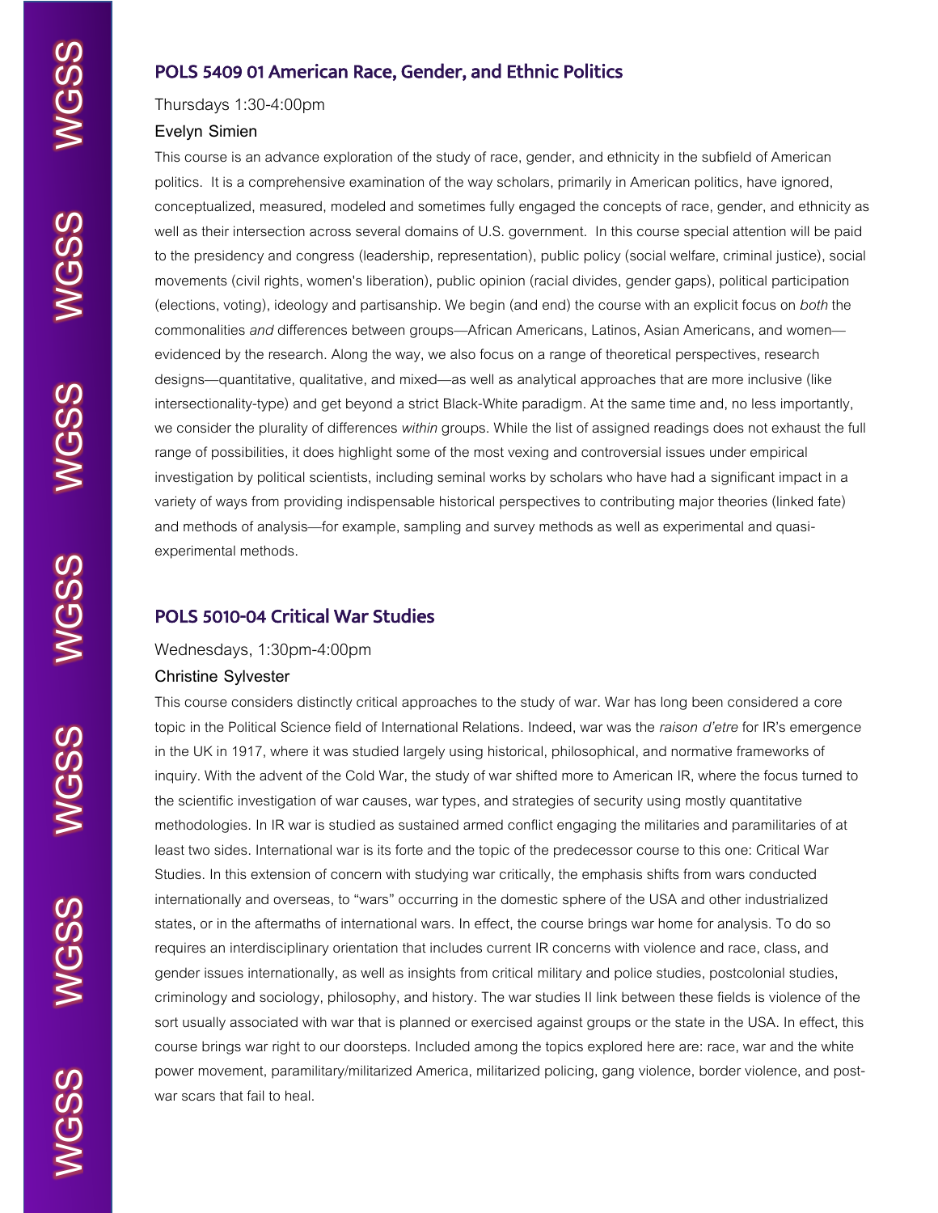## POLS 5409 01 American Race, Gender, and Ethnic Politics

Thursdays 1:30-4:00pm

Evelyn Simien

This course is an advance exploration of the study of race, gender, and ethnicity in the subfield of American politics. It is a comprehensive examination of the way scholars, primarily in American politics, have ignored, conceptualized, measured, modeled and sometimes fully engaged the concepts of race, gender, and ethnicity as well as their intersection across several domains of U.S. government. In this course special attention will be paid to the presidency and congress (leadership, representation), public policy (social welfare, criminal justice), social movements (civil rights, women's liberation), public opinion (racial divides, gender gaps), political participation (elections, voting), ideology and partisanship. We begin (and end) the course with an explicit focus on *both* the commonalities *and* differences between groups—African Americans, Latinos, Asian Americans, and women—evidenced by the research. Along the way, we also focus on a range of theoretical perspectives, research designs—quantitative, qualitative, and mixed—as well as analytical approaches that are more inclusive (like intersectionality-type) and get beyond a strict Black-White paradigm. At the same time and, no less importantly, we consider the plurality of differences *within* groups. While the list of assigned readings does not exhaust the full range of possibilities, it does highlight some of the most vexing and controversial issues under empirical investigation by political scientists, including seminal works by scholars who have had a significant impact in a variety of ways from providing indispensable historical perspectives to contributing major theories (linked fate) and methods of analysis—for example, sampling and survey methods as well as experimental and quasi-experimental methods.

## POLS 5010-04 Critical War Studies

Wednesdays, 1:30pm-4:00pm

Christine Sylvester

This course considers distinctly critical approaches to the study of war. War has long been considered a core topic in the Political Science field of International Relations. Indeed, war was the *raison d'etre* for IR's emergence in the UK in 1917, where it was studied largely using historical, philosophical, and normative frameworks of inquiry. With the advent of the Cold War, the study of war shifted more to American IR, where the focus turned to the scientific investigation of war causes, war types, and strategies of security using mostly quantitative methodologies. In IR war is studied as sustained armed conflict engaging the militaries and paramilitaries of at least two sides. International war is its forte and the topic of the predecessor course to this one: Critical War Studies. In this extension of concern with studying war critically, the emphasis shifts from wars conducted internationally and overseas, to "wars" occurring in the domestic sphere of the USA and other industrialized states, or in the aftermaths of international wars. In effect, the course brings war home for analysis. To do so requires an interdisciplinary orientation that includes current IR concerns with violence and race, class, and gender issues internationally, as well as insights from critical military and police studies, postcolonial studies, criminology and sociology, philosophy, and history. The war studies II link between these fields is violence of the sort usually associated with war that is planned or exercised against groups or the state in the USA. In effect, this course brings war right to our doorsteps. Included among the topics explored here are: race, war and the white power movement, paramilitary/militarized America, militarized policing, gang violence, border violence, and post-war scars that fail to heal.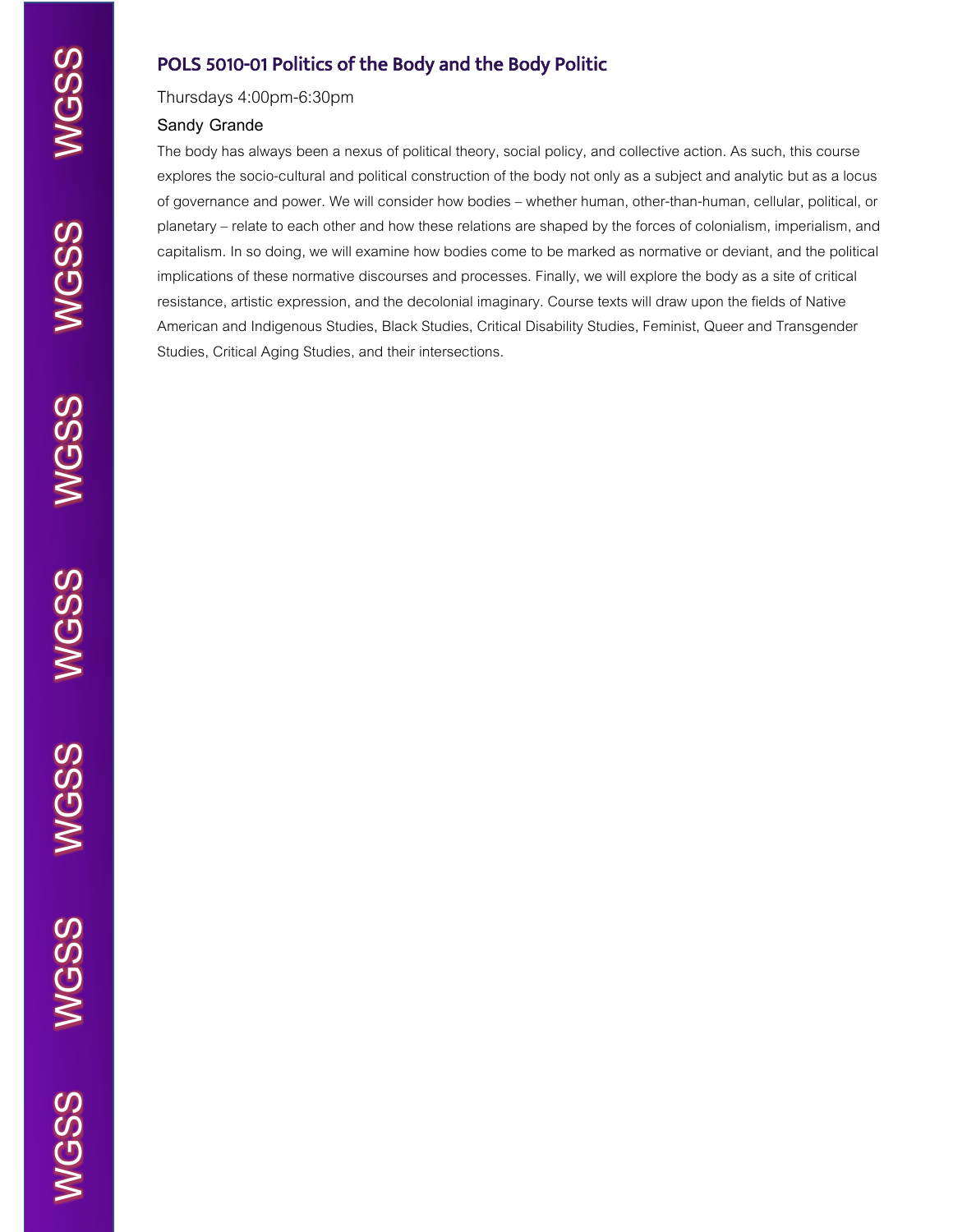## POLS 5010-01 Politics of the Body and the Body Politic

Thursdays 4:00pm-6:30pm

Sandy Grande

The body has always been a nexus of political theory, social policy, and collective action. As such, this course explores the socio-cultural and political construction of the body not only as a subject and analytic but as a locus of governance and power. We will consider how bodies – whether human, other-than-human, cellular, political, or planetary – relate to each other and how these relations are shaped by the forces of colonialism, imperialism, and capitalism. In so doing, we will examine how bodies come to be marked as normative or deviant, and the political implications of these normative discourses and processes. Finally, we will explore the body as a site of critical resistance, artistic expression, and the decolonial imaginary. Course texts will draw upon the fields of Native American and Indigenous Studies, Black Studies, Critical Disability Studies, Feminist, Queer and Transgender Studies, Critical Aging Studies, and their intersections.